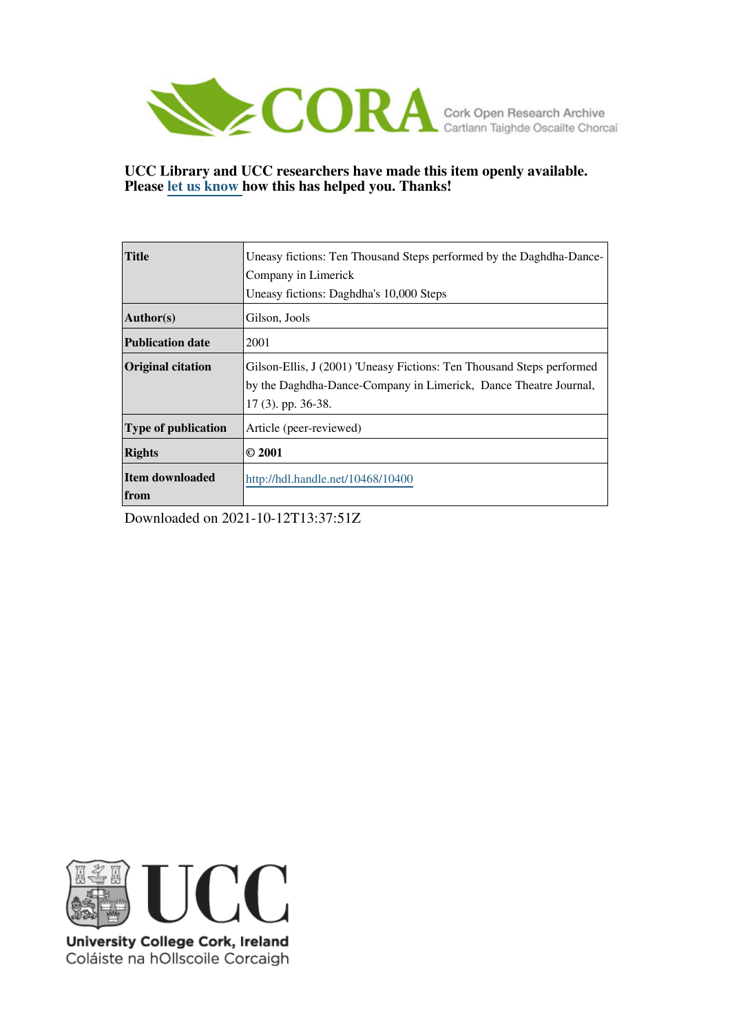CORA Cork Open Research Archive
Cartlann Taighde Oscailte Chorcaí

**UCC Library and UCC researchers have made this item openly available. Please let us know how this has helped you. Thanks!**

| | |
|---|---|
| **Title** | Uneasy fictions: Ten Thousand Steps performed by the Daghdha-Dance-Company in Limerick<br>Uneasy fictions: Daghdha's 10,000 Steps |
| **Author(s)** | Gilson, Jools |
| **Publication date** | 2001 |
| **Original citation** | Gilson-Ellis, J (2001) 'Uneasy Fictions: Ten Thousand Steps performed by the Daghdha-Dance-Company in Limerick, Dance Theatre Journal, 17 (3). pp. 36-38. |
| **Type of publication** | Article (peer-reviewed) |
| **Rights** | **© 2001** |
| **Item downloaded from** | http://hdl.handle.net/10468/10400 |

Downloaded on 2021-10-12T13:37:51Z

**University College Cork, Ireland**
Coláiste na hOllscoile Corcaigh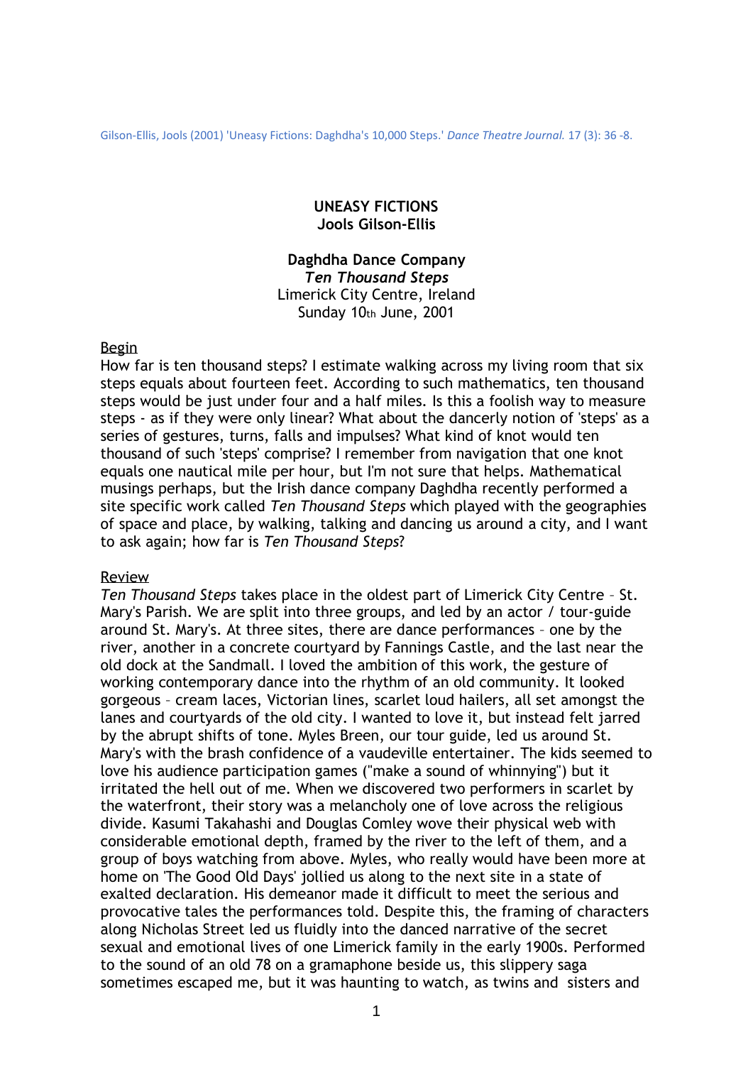Gilson-Ellis, Jools (2001) 'Uneasy Fictions: Daghdha's 10,000 Steps.' *Dance Theatre Journal.* 17 (3): 36 -8.

**UNEASY FICTIONS**
**Jools Gilson-Ellis**

**Daghdha Dance Company**
***Ten Thousand Steps***
Limerick City Centre, Ireland
Sunday 10th June, 2001

Begin

How far is ten thousand steps? I estimate walking across my living room that six steps equals about fourteen feet. According to such mathematics, ten thousand steps would be just under four and a half miles. Is this a foolish way to measure steps - as if they were only linear? What about the dancerly notion of 'steps' as a series of gestures, turns, falls and impulses? What kind of knot would ten thousand of such 'steps' comprise? I remember from navigation that one knot equals one nautical mile per hour, but I'm not sure that helps. Mathematical musings perhaps, but the Irish dance company Daghdha recently performed a site specific work called *Ten Thousand Steps* which played with the geographies of space and place, by walking, talking and dancing us around a city, and I want to ask again; how far is *Ten Thousand Steps*?

Review

*Ten Thousand Steps* takes place in the oldest part of Limerick City Centre – St. Mary's Parish. We are split into three groups, and led by an actor / tour-guide around St. Mary's. At three sites, there are dance performances – one by the river, another in a concrete courtyard by Fannings Castle, and the last near the old dock at the Sandmall. I loved the ambition of this work, the gesture of working contemporary dance into the rhythm of an old community. It looked gorgeous – cream laces, Victorian lines, scarlet loud hailers, all set amongst the lanes and courtyards of the old city. I wanted to love it, but instead felt jarred by the abrupt shifts of tone. Myles Breen, our tour guide, led us around St. Mary's with the brash confidence of a vaudeville entertainer. The kids seemed to love his audience participation games ("make a sound of whinnying") but it irritated the hell out of me. When we discovered two performers in scarlet by the waterfront, their story was a melancholy one of love across the religious divide. Kasumi Takahashi and Douglas Comley wove their physical web with considerable emotional depth, framed by the river to the left of them, and a group of boys watching from above. Myles, who really would have been more at home on 'The Good Old Days' jollied us along to the next site in a state of exalted declaration. His demeanor made it difficult to meet the serious and provocative tales the performances told. Despite this, the framing of characters along Nicholas Street led us fluidly into the danced narrative of the secret sexual and emotional lives of one Limerick family in the early 1900s. Performed to the sound of an old 78 on a gramaphone beside us, this slippery saga sometimes escaped me, but it was haunting to watch, as twins and sisters and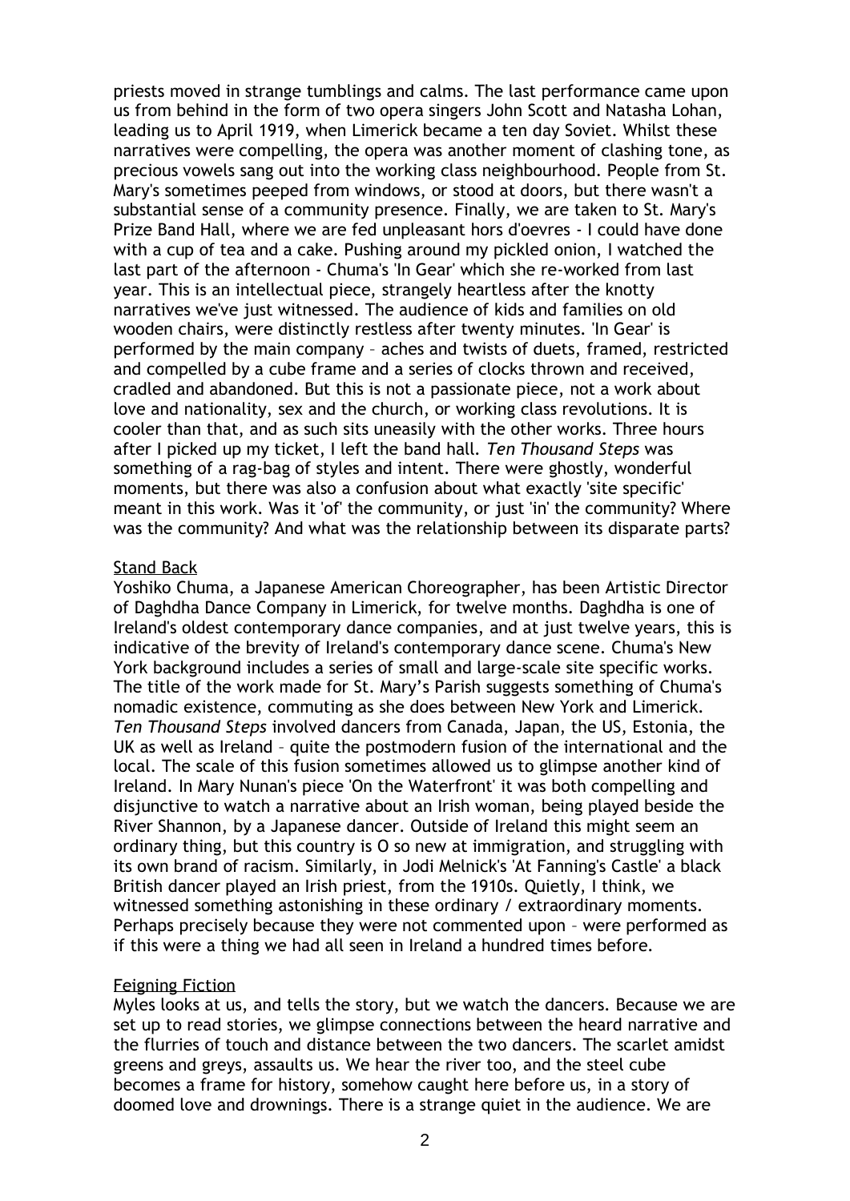priests moved in strange tumblings and calms. The last performance came upon us from behind in the form of two opera singers John Scott and Natasha Lohan, leading us to April 1919, when Limerick became a ten day Soviet. Whilst these narratives were compelling, the opera was another moment of clashing tone, as precious vowels sang out into the working class neighbourhood. People from St. Mary's sometimes peeped from windows, or stood at doors, but there wasn't a substantial sense of a community presence. Finally, we are taken to St. Mary's Prize Band Hall, where we are fed unpleasant hors d'oevres - I could have done with a cup of tea and a cake. Pushing around my pickled onion, I watched the last part of the afternoon - Chuma's 'In Gear' which she re-worked from last year. This is an intellectual piece, strangely heartless after the knotty narratives we've just witnessed. The audience of kids and families on old wooden chairs, were distinctly restless after twenty minutes. 'In Gear' is performed by the main company – aches and twists of duets, framed, restricted and compelled by a cube frame and a series of clocks thrown and received, cradled and abandoned. But this is not a passionate piece, not a work about love and nationality, sex and the church, or working class revolutions. It is cooler than that, and as such sits uneasily with the other works. Three hours after I picked up my ticket, I left the band hall. *Ten Thousand Steps* was something of a rag-bag of styles and intent. There were ghostly, wonderful moments, but there was also a confusion about what exactly 'site specific' meant in this work. Was it 'of' the community, or just 'in' the community? Where was the community? And what was the relationship between its disparate parts?

## Stand Back

Yoshiko Chuma, a Japanese American Choreographer, has been Artistic Director of Daghdha Dance Company in Limerick, for twelve months. Daghdha is one of Ireland's oldest contemporary dance companies, and at just twelve years, this is indicative of the brevity of Ireland's contemporary dance scene. Chuma's New York background includes a series of small and large-scale site specific works. The title of the work made for St. Mary's Parish suggests something of Chuma's nomadic existence, commuting as she does between New York and Limerick. *Ten Thousand Steps* involved dancers from Canada, Japan, the US, Estonia, the UK as well as Ireland – quite the postmodern fusion of the international and the local. The scale of this fusion sometimes allowed us to glimpse another kind of Ireland. In Mary Nunan's piece 'On the Waterfront' it was both compelling and disjunctive to watch a narrative about an Irish woman, being played beside the River Shannon, by a Japanese dancer. Outside of Ireland this might seem an ordinary thing, but this country is O so new at immigration, and struggling with its own brand of racism. Similarly, in Jodi Melnick's 'At Fanning's Castle' a black British dancer played an Irish priest, from the 1910s. Quietly, I think, we witnessed something astonishing in these ordinary / extraordinary moments. Perhaps precisely because they were not commented upon – were performed as if this were a thing we had all seen in Ireland a hundred times before.

## Feigning Fiction

Myles looks at us, and tells the story, but we watch the dancers. Because we are set up to read stories, we glimpse connections between the heard narrative and the flurries of touch and distance between the two dancers. The scarlet amidst greens and greys, assaults us. We hear the river too, and the steel cube becomes a frame for history, somehow caught here before us, in a story of doomed love and drownings. There is a strange quiet in the audience. We are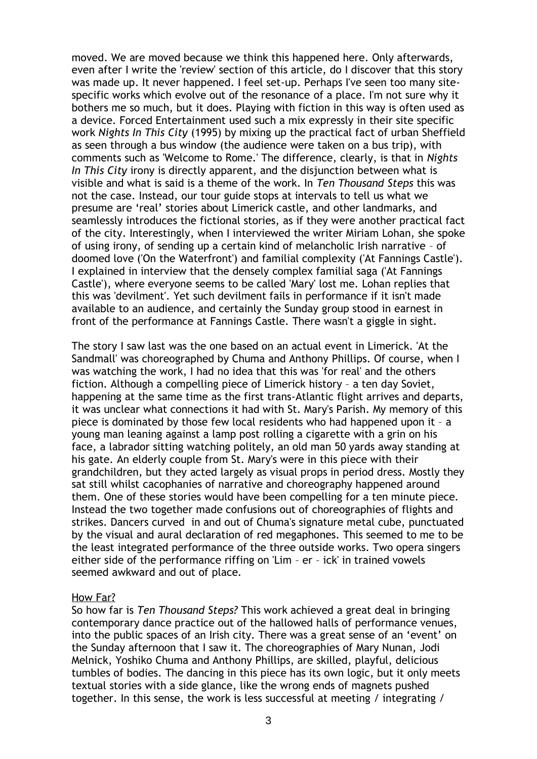moved. We are moved because we think this happened here. Only afterwards, even after I write the 'review' section of this article, do I discover that this story was made up. It never happened. I feel set-up. Perhaps I've seen too many site-specific works which evolve out of the resonance of a place. I'm not sure why it bothers me so much, but it does. Playing with fiction in this way is often used as a device. Forced Entertainment used such a mix expressly in their site specific work *Nights In This City* (1995) by mixing up the practical fact of urban Sheffield as seen through a bus window (the audience were taken on a bus trip), with comments such as 'Welcome to Rome.' The difference, clearly, is that in *Nights In This City* irony is directly apparent, and the disjunction between what is visible and what is said is a theme of the work. In *Ten Thousand Steps* this was not the case. Instead, our tour guide stops at intervals to tell us what we presume are 'real' stories about Limerick castle, and other landmarks, and seamlessly introduces the fictional stories, as if they were another practical fact of the city. Interestingly, when I interviewed the writer Miriam Lohan, she spoke of using irony, of sending up a certain kind of melancholic Irish narrative – of doomed love ('On the Waterfront') and familial complexity ('At Fannings Castle'). I explained in interview that the densely complex familial saga ('At Fannings Castle'), where everyone seems to be called 'Mary' lost me. Lohan replies that this was 'devilment'. Yet such devilment fails in performance if it isn't made available to an audience, and certainly the Sunday group stood in earnest in front of the performance at Fannings Castle. There wasn't a giggle in sight.

The story I saw last was the one based on an actual event in Limerick. 'At the Sandmall' was choreographed by Chuma and Anthony Phillips. Of course, when I was watching the work, I had no idea that this was 'for real' and the others fiction. Although a compelling piece of Limerick history – a ten day Soviet, happening at the same time as the first trans-Atlantic flight arrives and departs, it was unclear what connections it had with St. Mary's Parish. My memory of this piece is dominated by those few local residents who had happened upon it – a young man leaning against a lamp post rolling a cigarette with a grin on his face, a labrador sitting watching politely, an old man 50 yards away standing at his gate. An elderly couple from St. Mary's were in this piece with their grandchildren, but they acted largely as visual props in period dress. Mostly they sat still whilst cacophanies of narrative and choreography happened around them. One of these stories would have been compelling for a ten minute piece. Instead the two together made confusions out of choreographies of flights and strikes. Dancers curved in and out of Chuma's signature metal cube, punctuated by the visual and aural declaration of red megaphones. This seemed to me to be the least integrated performance of the three outside works. Two opera singers either side of the performance riffing on 'Lim – er – ick' in trained vowels seemed awkward and out of place.

## How Far?

So how far is *Ten Thousand Steps?* This work achieved a great deal in bringing contemporary dance practice out of the hallowed halls of performance venues, into the public spaces of an Irish city. There was a great sense of an 'event' on the Sunday afternoon that I saw it. The choreographies of Mary Nunan, Jodi Melnick, Yoshiko Chuma and Anthony Phillips, are skilled, playful, delicious tumbles of bodies. The dancing in this piece has its own logic, but it only meets textual stories with a side glance, like the wrong ends of magnets pushed together. In this sense, the work is less successful at meeting / integrating /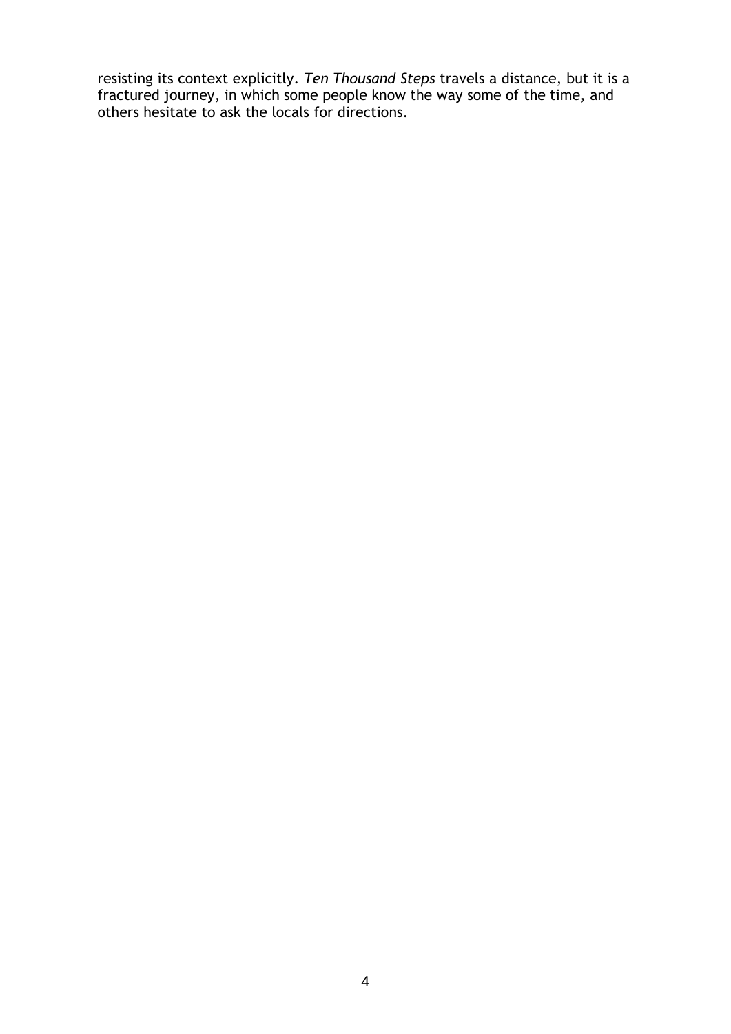resisting its context explicitly. *Ten Thousand Steps* travels a distance, but it is a fractured journey, in which some people know the way some of the time, and others hesitate to ask the locals for directions.